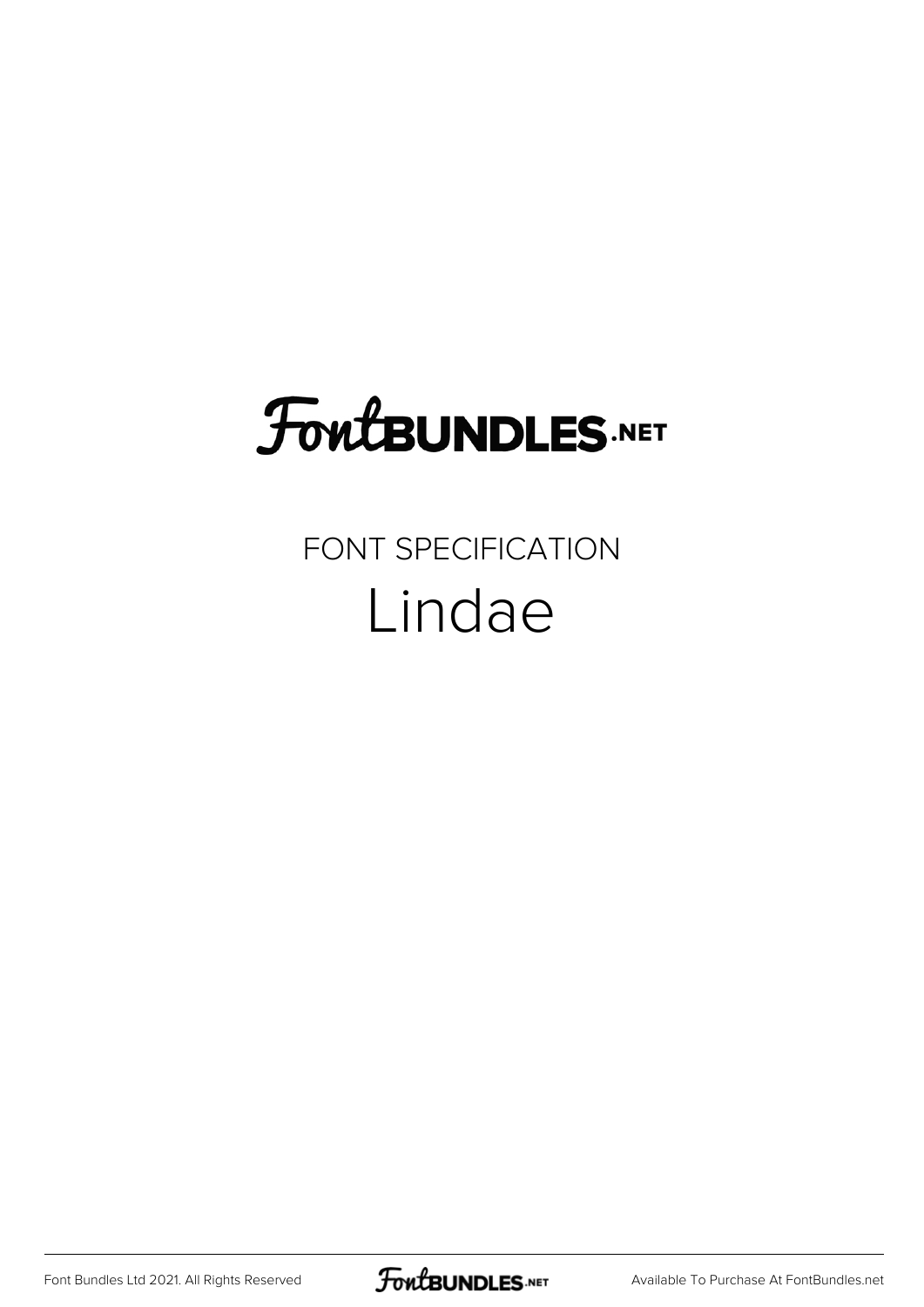# FontBUNDLES.NET

FONT SPECIFICATION

## Lindae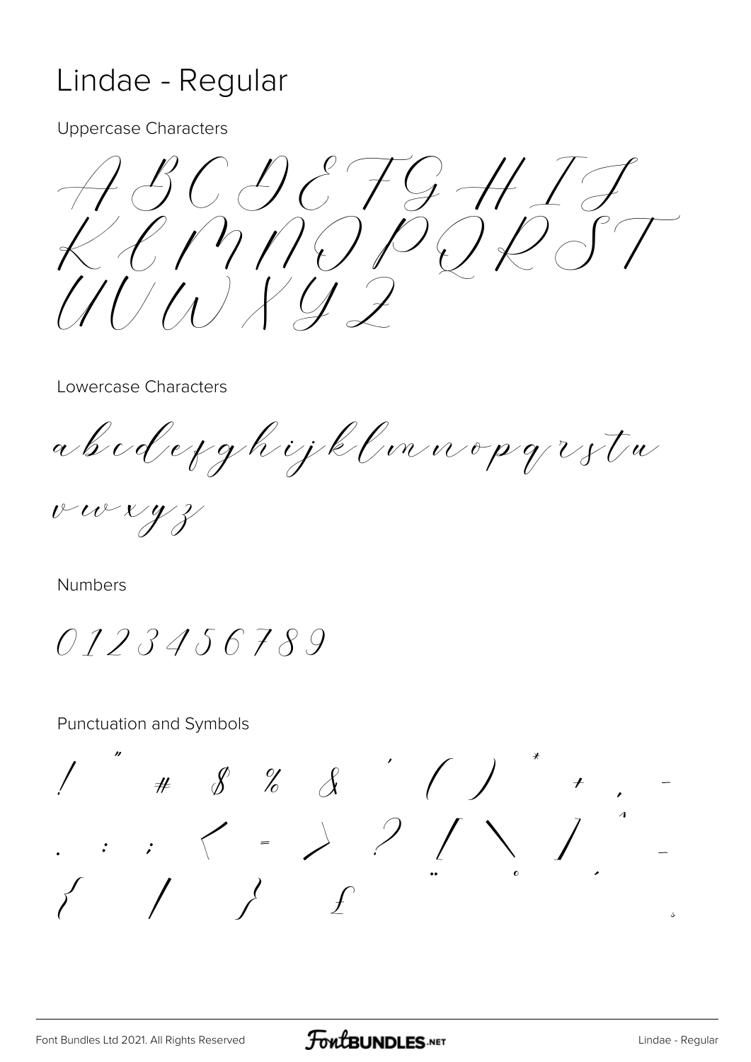# Lindae - Regular

Uppercase Characters

A B C D E F G H I J
K L M N O P Q R S T
U V W X Y Z

Lowercase Characters

a b c d e f g h i j k l m n o p q r s t u
v w x y z

Numbers

0 1 2 3 4 5 6 7 8 9

Punctuation and Symbols

! " # $ % & ' ( ) * + , -
. : ; < = > ? [ \ ] ^ _
{ | } £ ¨ ° ´
¸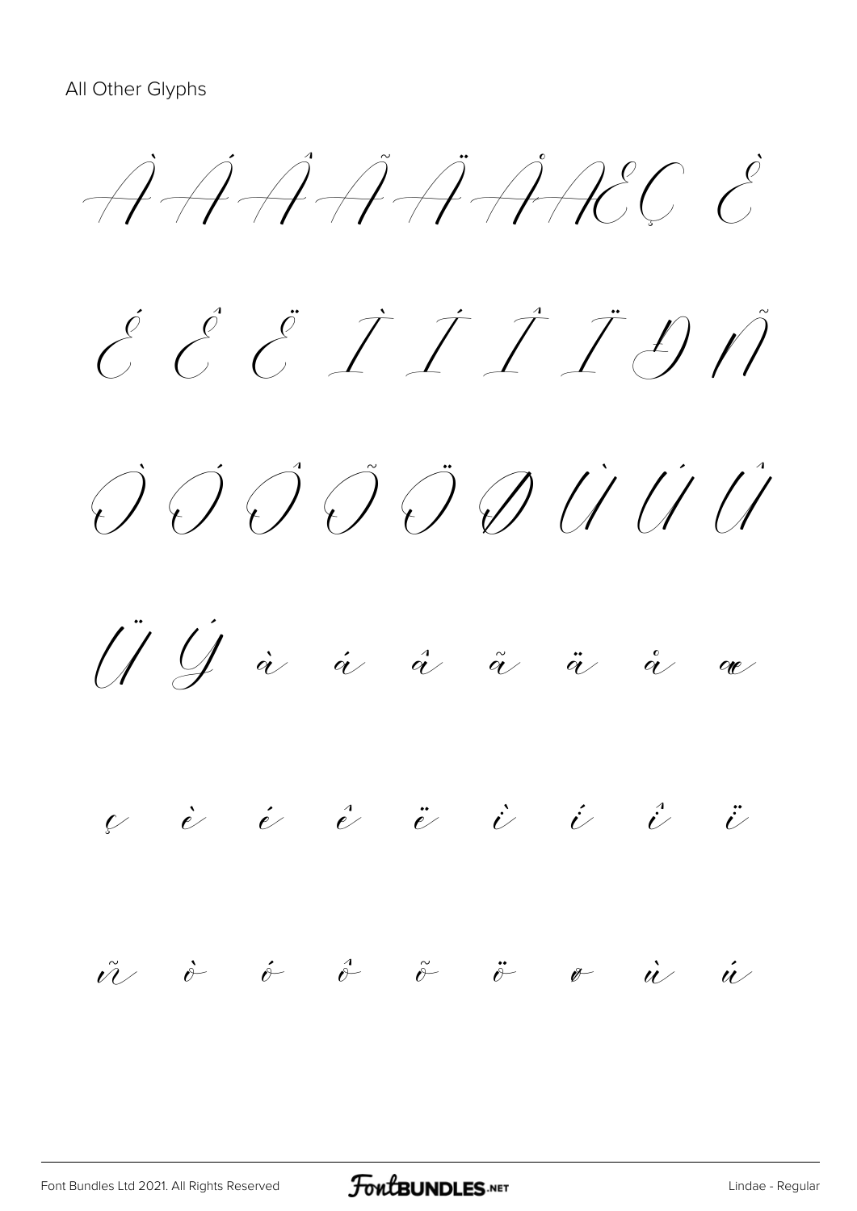All Other Glyphs

À Á Â Ã Ä Å Æ Ç È

É Ê Ë Ì Í Î Ï Ð Ñ

Ò Ó Ô Õ Ö Ø Ù Ú Û

Ü Ý à á â ã ä å æ

ç è é ê ë ì í î ï

ñ ò ó ô õ ö ø ù ú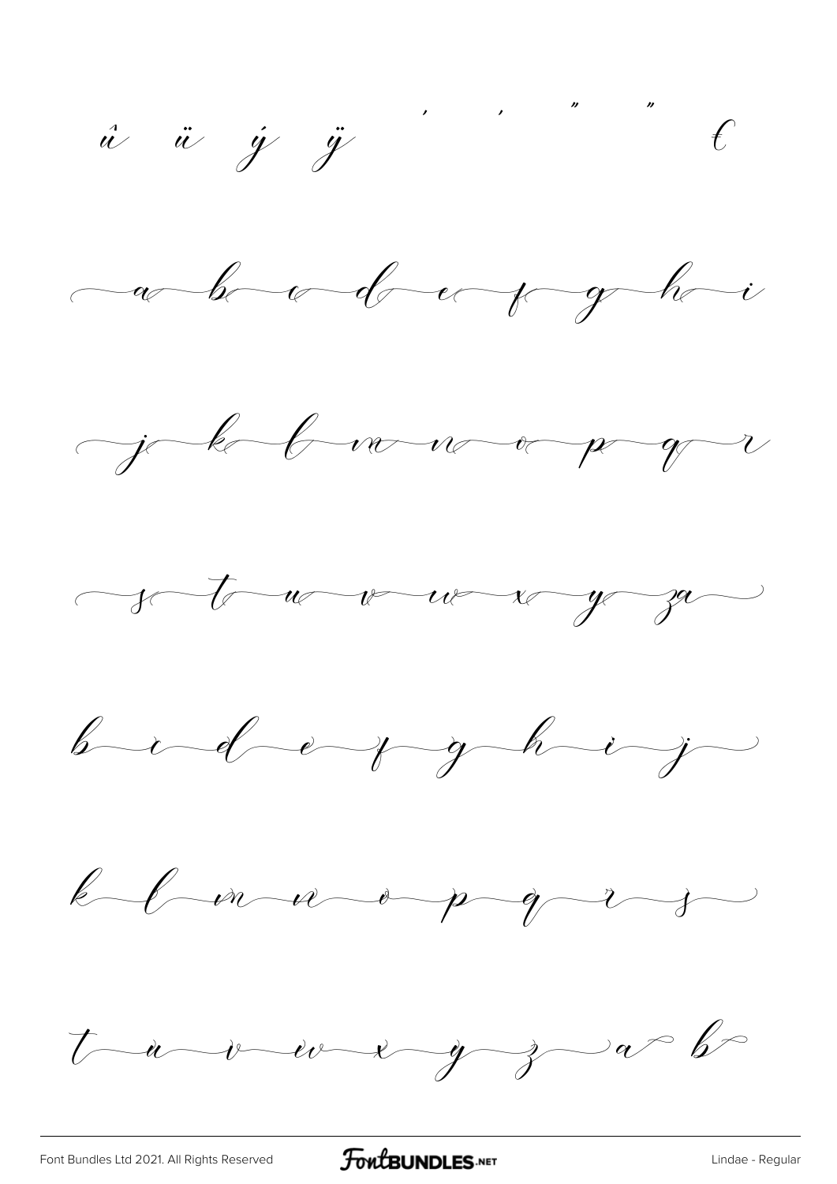û ü ý ÿ ' ' " " €

a b c d e f g h i

j k l m n o p q r

s t u v w x y z a

b c d e f g h i j

k l m n o p q r s

t u v w x y z a b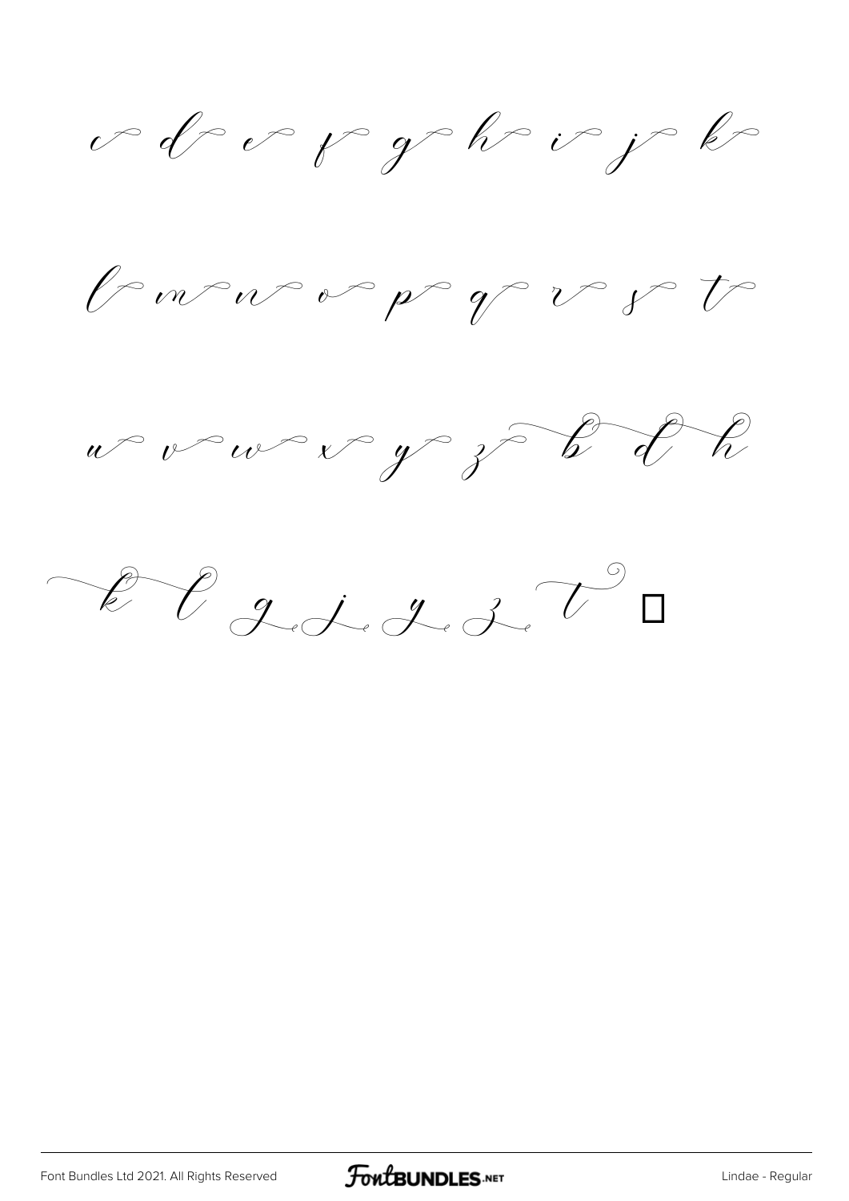c d e f g h i j k

l m n o p q r s t

u v w x y z b d h

k l g j y z t □